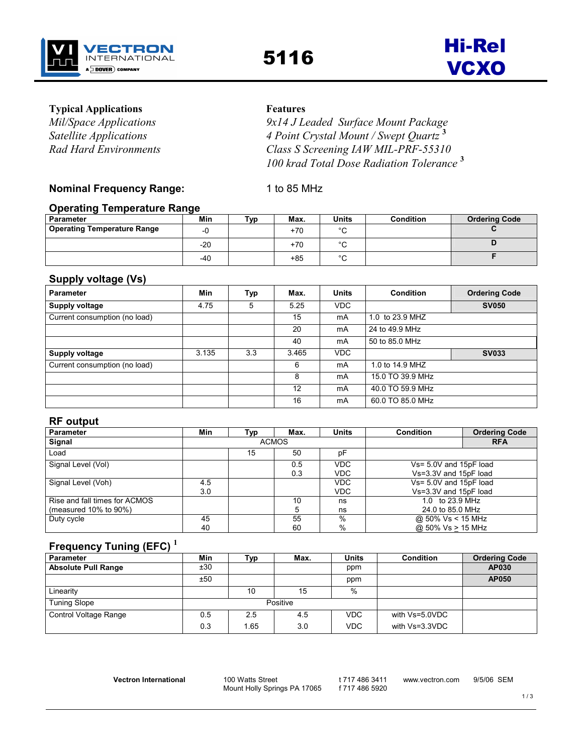# 5116

## Hi-Rel VCXO

**Typical Applications**

*Mil/Space Applications*
*Satellite Applications*
*Rad Hard Environments*

**Features**

*9x14 J Leaded Surface Mount Package*
*4 Point Crystal Mount / Swept Quartz* [3]
*Class S Screening IAW MIL-PRF-55310*
*100 krad Total Dose Radiation Tolerance* [3]

**Nominal Frequency Range:** 1 to 85 MHz

### Operating Temperature Range

| Parameter | Min | Typ | Max. | Units | Condition | Ordering Code |
|---|---|---|---|---|---|---|
| **Operating Temperature Range** | -0 | | +70 | °C | | **C** |
| | -20 | | +70 | °C | | **D** |
| | -40 | | +85 | °C | | **F** |

### Supply voltage (Vs)

| Parameter | Min | Typ | Max. | Units | Condition | Ordering Code |
|---|---|---|---|---|---|---|
| **Supply voltage** | 4.75 | 5 | 5.25 | VDC | | **SV050** |
| Current consumption (no load) | | | 15 | mA | 1.0 to 23.9 MHZ | |
| | | | 20 | mA | 24 to 49.9 MHz | |
| | | | 40 | mA | 50 to 85.0 MHz | |
| **Supply voltage** | 3.135 | 3.3 | 3.465 | VDC | | **SV033** |
| Current consumption (no load) | | | 6 | mA | 1.0 to 14.9 MHZ | |
| | | | 8 | mA | 15.0 TO 39.9 MHz | |
| | | | 12 | mA | 40.0 TO 59.9 MHz | |
| | | | 16 | mA | 60.0 TO 85.0 MHz | |

### RF output

| Parameter | Min | Typ | Max. | Units | Condition | Ordering Code |
|---|---|---|---|---|---|---|
| **Signal** | | ACMOS | | | | **RFA** |
| Load | | 15 | 50 | pF | | |
| Signal Level (Vol) | | | 0.5<br>0.3 | VDC<br>VDC | Vs= 5.0V and 15pF load<br>Vs=3.3V and 15pF load | |
| Signal Level (Voh) | 4.5<br>3.0 | | | VDC<br>VDC | Vs= 5.0V and 15pF load<br>Vs=3.3V and 15pF load | |
| Rise and fall times for ACMOS (measured 10% to 90%) | | | 10<br>5 | ns<br>ns | 1.0 to 23.9 MHz<br>24.0 to 85.0 MHz | |
| Duty cycle | 45<br>40 | | 55<br>60 | %<br>% | @ 50% Vs < 15 MHz<br>@ 50% Vs ≥ 15 MHz | |

### Frequency Tuning (EFC) [1]

| Parameter | Min | Typ | Max. | Units | Condition | Ordering Code |
|---|---|---|---|---|---|---|
| **Absolute Pull Range** | ±30 | | | ppm | | **AP030** |
| | ±50 | | | ppm | | **AP050** |
| Linearity | | 10 | 15 | % | | |
| Tuning Slope | | Positive | | | | |
| Control Voltage Range | 0.5 | 2.5 | 4.5 | VDC | with Vs=5.0VDC | |
| | 0.3 | 1.65 | 3.0 | VDC | with Vs=3.3VDC | |

**Vectron International** 100 Watts Street, Mount Holly Springs PA 17065 t 717 486 3411 f 717 486 5920 www.vectron.com 9/5/06 SEM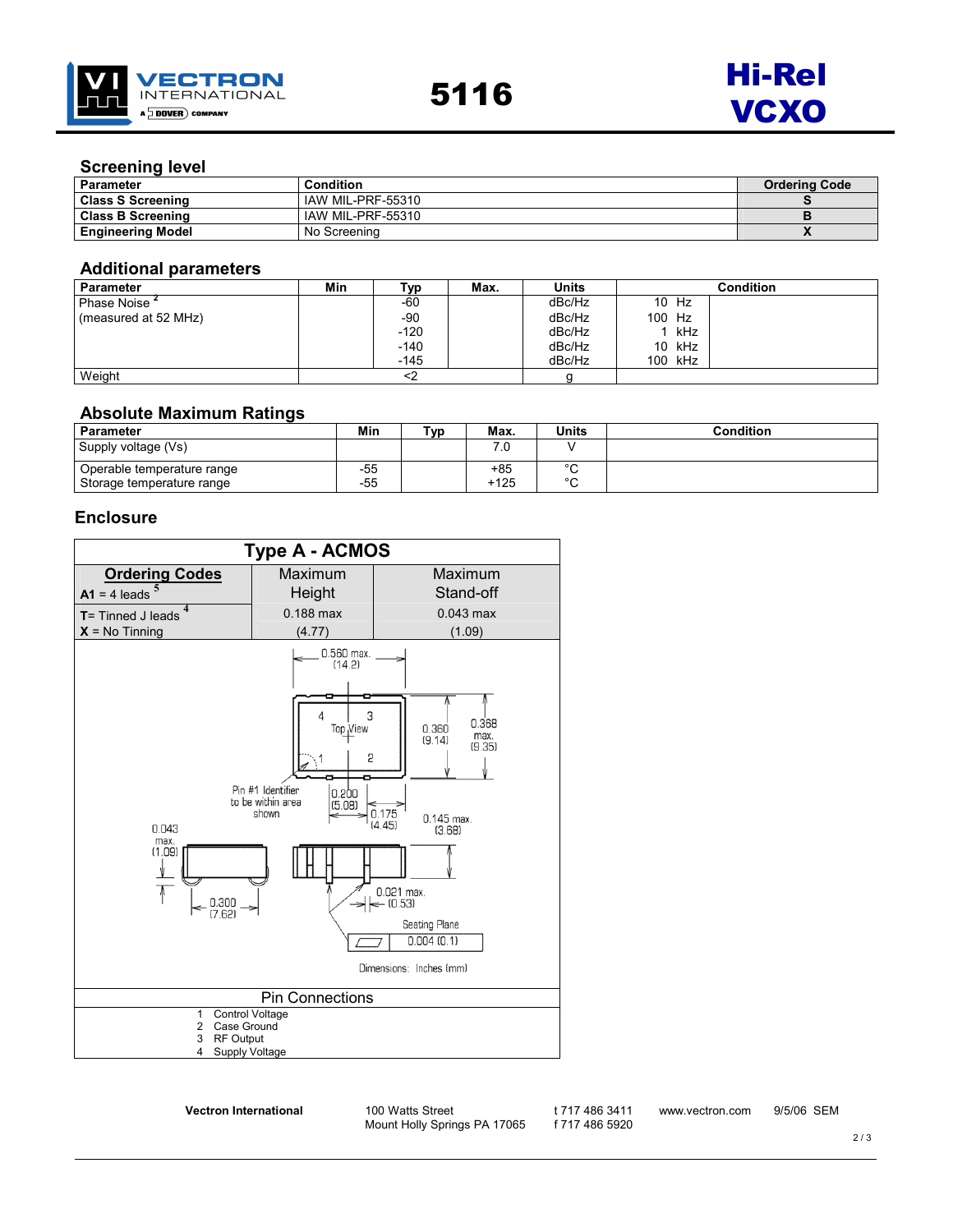# 5116

# Hi-Rel VCXO

## Screening level

| Parameter | Condition | Ordering Code |
|---|---|---|
| **Class S Screening** | IAW MIL-PRF-55310 | **S** |
| **Class B Screening** | IAW MIL-PRF-55310 | **B** |
| **Engineering Model** | No Screening | **X** |

## Additional parameters

| Parameter | Min | Typ | Max. | Units | Condition |
|---|---|---|---|---|---|
| Phase Noise [2] (measured at 52 MHz) | | -60 | | dBc/Hz | 10 Hz |
| | | -90 | | dBc/Hz | 100 Hz |
| | | -120 | | dBc/Hz | 1 kHz |
| | | -140 | | dBc/Hz | 10 kHz |
| | | -145 | | dBc/Hz | 100 kHz |
| Weight | | <2 | | g | |

## Absolute Maximum Ratings

| Parameter | Min | Typ | Max. | Units | Condition |
|---|---|---|---|---|---|
| Supply voltage (Vs) | | | 7.0 | V | |
| Operable temperature range | -55 | | +85 | °C | |
| Storage temperature range | -55 | | +125 | °C | |

## Enclosure

**Type A - ACMOS**

| Ordering Codes | Maximum Height | Maximum Stand-off |
|---|---|---|
| **A1** = 4 leads [5] | | |
| **T**= Tinned J leads [4] / **X** = No Tinning | 0.188 max (4.77) | 0.043 max (1.09) |

0.560 max. (14.2)

Top View

0.360 (9.14)

0.368 max. (9.35)

Pin #1 Identifier to be within area shown

0.200 (5.08)

0.175 (4.45)

0.145 max. (3.68)

0.043 max. (1.09)

0.300 (7.62)

0.021 max. (0.53)

Seating Plane

0.004 (0.1)

Dimensions: Inches (mm)

**Pin Connections**

1 Control Voltage
2 Case Ground
3 RF Output
4 Supply Voltage

**Vectron International** 100 Watts Street, Mount Holly Springs PA 17065 t 717 486 3411 f 717 486 5920 www.vectron.com 9/5/06 SEM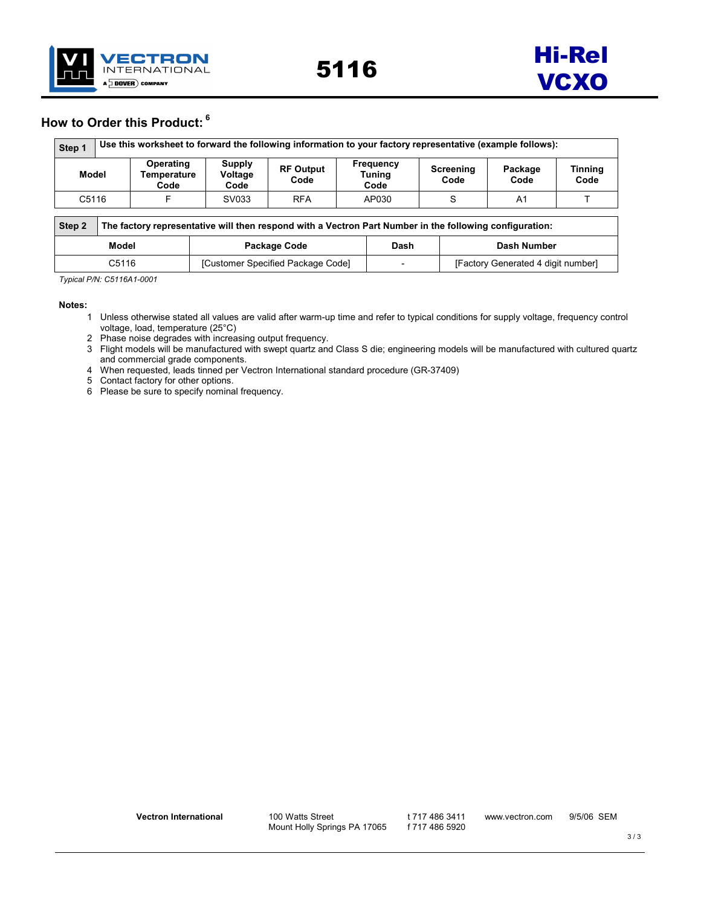## How to Order this Product: [6]

| Step 1 | Use this worksheet to forward the following information to your factory representative (example follows): | | | | | | |
|---|---|---|---|---|---|---|---|
| **Model** | **Operating Temperature Code** | **Supply Voltage Code** | **RF Output Code** | **Frequency Tuning Code** | **Screening Code** | **Package Code** | **Tinning Code** |
| C5116 | F | SV033 | RFA | AP030 | S | A1 | T |

| Step 2 | The factory representative will then respond with a Vectron Part Number in the following configuration: | | |
|---|---|---|---|
| **Model** | **Package Code** | **Dash** | **Dash Number** |
| C5116 | [Customer Specified Package Code] | - | [Factory Generated 4 digit number] |

*Typical P/N: C5116A1-0001*

**Notes:**

1. Unless otherwise stated all values are valid after warm-up time and refer to typical conditions for supply voltage, frequency control voltage, load, temperature (25°C)
2. Phase noise degrades with increasing output frequency.
3. Flight models will be manufactured with swept quartz and Class S die; engineering models will be manufactured with cultured quartz and commercial grade components.
4. When requested, leads tinned per Vectron International standard procedure (GR-37409)
5. Contact factory for other options.
6. Please be sure to specify nominal frequency.

**Vectron International** 100 Watts Street Mount Holly Springs PA 17065 t 717 486 3411 f 717 486 5920 www.vectron.com 9/5/06 SEM